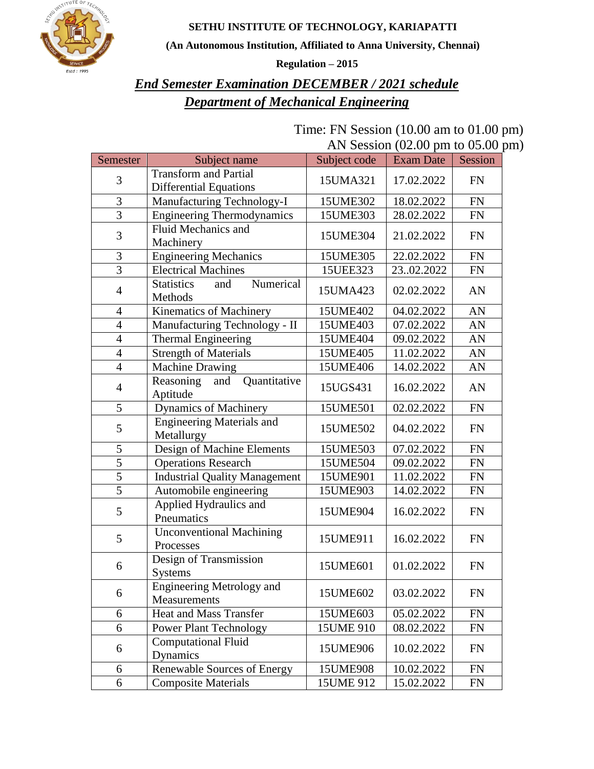**SETHU INSTITUTE OF TECHNOLOGY, KARIAPATTI**

**(An Autonomous Institution, Affiliated to Anna University, Chennai)**

**Regulation – 2015**

## ***End Semester Examination DECEMBER / 2021 schedule***

## ***Department of Mechanical Engineering***

Time: FN Session (10.00 am to 01.00 pm)
AN Session (02.00 pm to 05.00 pm)

| Semester | Subject name | Subject code | Exam Date | Session |
|---|---|---|---|---|
| 3 | Transform and Partial Differential Equations | 15UMA321 | 17.02.2022 | FN |
| 3 | Manufacturing Technology-I | 15UME302 | 18.02.2022 | FN |
| 3 | Engineering Thermodynamics | 15UME303 | 28.02.2022 | FN |
| 3 | Fluid Mechanics and Machinery | 15UME304 | 21.02.2022 | FN |
| 3 | Engineering Mechanics | 15UME305 | 22.02.2022 | FN |
| 3 | Electrical Machines | 15UEE323 | 23..02.2022 | FN |
| 4 | Statistics and Numerical Methods | 15UMA423 | 02.02.2022 | AN |
| 4 | Kinematics of Machinery | 15UME402 | 04.02.2022 | AN |
| 4 | Manufacturing Technology - II | 15UME403 | 07.02.2022 | AN |
| 4 | Thermal Engineering | 15UME404 | 09.02.2022 | AN |
| 4 | Strength of Materials | 15UME405 | 11.02.2022 | AN |
| 4 | Machine Drawing | 15UME406 | 14.02.2022 | AN |
| 4 | Reasoning and Quantitative Aptitude | 15UGS431 | 16.02.2022 | AN |
| 5 | Dynamics of Machinery | 15UME501 | 02.02.2022 | FN |
| 5 | Engineering Materials and Metallurgy | 15UME502 | 04.02.2022 | FN |
| 5 | Design of Machine Elements | 15UME503 | 07.02.2022 | FN |
| 5 | Operations Research | 15UME504 | 09.02.2022 | FN |
| 5 | Industrial Quality Management | 15UME901 | 11.02.2022 | FN |
| 5 | Automobile engineering | 15UME903 | 14.02.2022 | FN |
| 5 | Applied Hydraulics and Pneumatics | 15UME904 | 16.02.2022 | FN |
| 5 | Unconventional Machining Processes | 15UME911 | 16.02.2022 | FN |
| 6 | Design of Transmission Systems | 15UME601 | 01.02.2022 | FN |
| 6 | Engineering Metrology and Measurements | 15UME602 | 03.02.2022 | FN |
| 6 | Heat and Mass Transfer | 15UME603 | 05.02.2022 | FN |
| 6 | Power Plant Technology | 15UME 910 | 08.02.2022 | FN |
| 6 | Computational Fluid Dynamics | 15UME906 | 10.02.2022 | FN |
| 6 | Renewable Sources of Energy | 15UME908 | 10.02.2022 | FN |
| 6 | Composite Materials | 15UME 912 | 15.02.2022 | FN |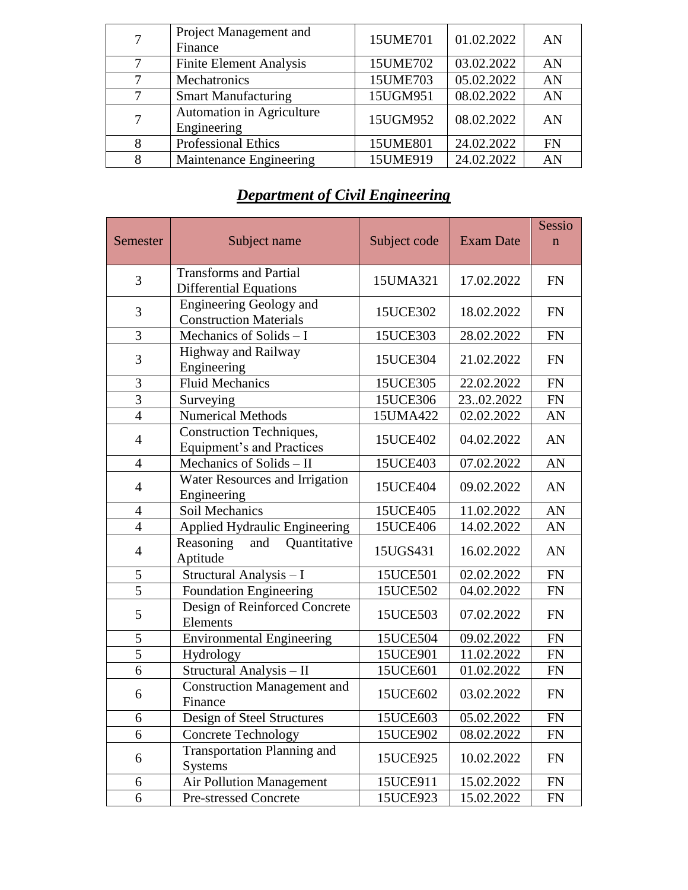| 7 | Project Management and Finance | 15UME701 | 01.02.2022 | AN |
|---|---|---|---|---|
| 7 | Finite Element Analysis | 15UME702 | 03.02.2022 | AN |
| 7 | Mechatronics | 15UME703 | 05.02.2022 | AN |
| 7 | Smart Manufacturing | 15UGM951 | 08.02.2022 | AN |
| 7 | Automation in Agriculture Engineering | 15UGM952 | 08.02.2022 | AN |
| 8 | Professional Ethics | 15UME801 | 24.02.2022 | FN |
| 8 | Maintenance Engineering | 15UME919 | 24.02.2022 | AN |

## ***Department of Civil Engineering***

| Semester | Subject name | Subject code | Exam Date | Session |
|---|---|---|---|---|
| 3 | Transforms and Partial Differential Equations | 15UMA321 | 17.02.2022 | FN |
| 3 | Engineering Geology and Construction Materials | 15UCE302 | 18.02.2022 | FN |
| 3 | Mechanics of Solids – I | 15UCE303 | 28.02.2022 | FN |
| 3 | Highway and Railway Engineering | 15UCE304 | 21.02.2022 | FN |
| 3 | Fluid Mechanics | 15UCE305 | 22.02.2022 | FN |
| 3 | Surveying | 15UCE306 | 23..02.2022 | FN |
| 4 | Numerical Methods | 15UMA422 | 02.02.2022 | AN |
| 4 | Construction Techniques, Equipment's and Practices | 15UCE402 | 04.02.2022 | AN |
| 4 | Mechanics of Solids – II | 15UCE403 | 07.02.2022 | AN |
| 4 | Water Resources and Irrigation Engineering | 15UCE404 | 09.02.2022 | AN |
| 4 | Soil Mechanics | 15UCE405 | 11.02.2022 | AN |
| 4 | Applied Hydraulic Engineering | 15UCE406 | 14.02.2022 | AN |
| 4 | Reasoning and Quantitative Aptitude | 15UGS431 | 16.02.2022 | AN |
| 5 | Structural Analysis – I | 15UCE501 | 02.02.2022 | FN |
| 5 | Foundation Engineering | 15UCE502 | 04.02.2022 | FN |
| 5 | Design of Reinforced Concrete Elements | 15UCE503 | 07.02.2022 | FN |
| 5 | Environmental Engineering | 15UCE504 | 09.02.2022 | FN |
| 5 | Hydrology | 15UCE901 | 11.02.2022 | FN |
| 6 | Structural Analysis – II | 15UCE601 | 01.02.2022 | FN |
| 6 | Construction Management and Finance | 15UCE602 | 03.02.2022 | FN |
| 6 | Design of Steel Structures | 15UCE603 | 05.02.2022 | FN |
| 6 | Concrete Technology | 15UCE902 | 08.02.2022 | FN |
| 6 | Transportation Planning and Systems | 15UCE925 | 10.02.2022 | FN |
| 6 | Air Pollution Management | 15UCE911 | 15.02.2022 | FN |
| 6 | Pre-stressed Concrete | 15UCE923 | 15.02.2022 | FN |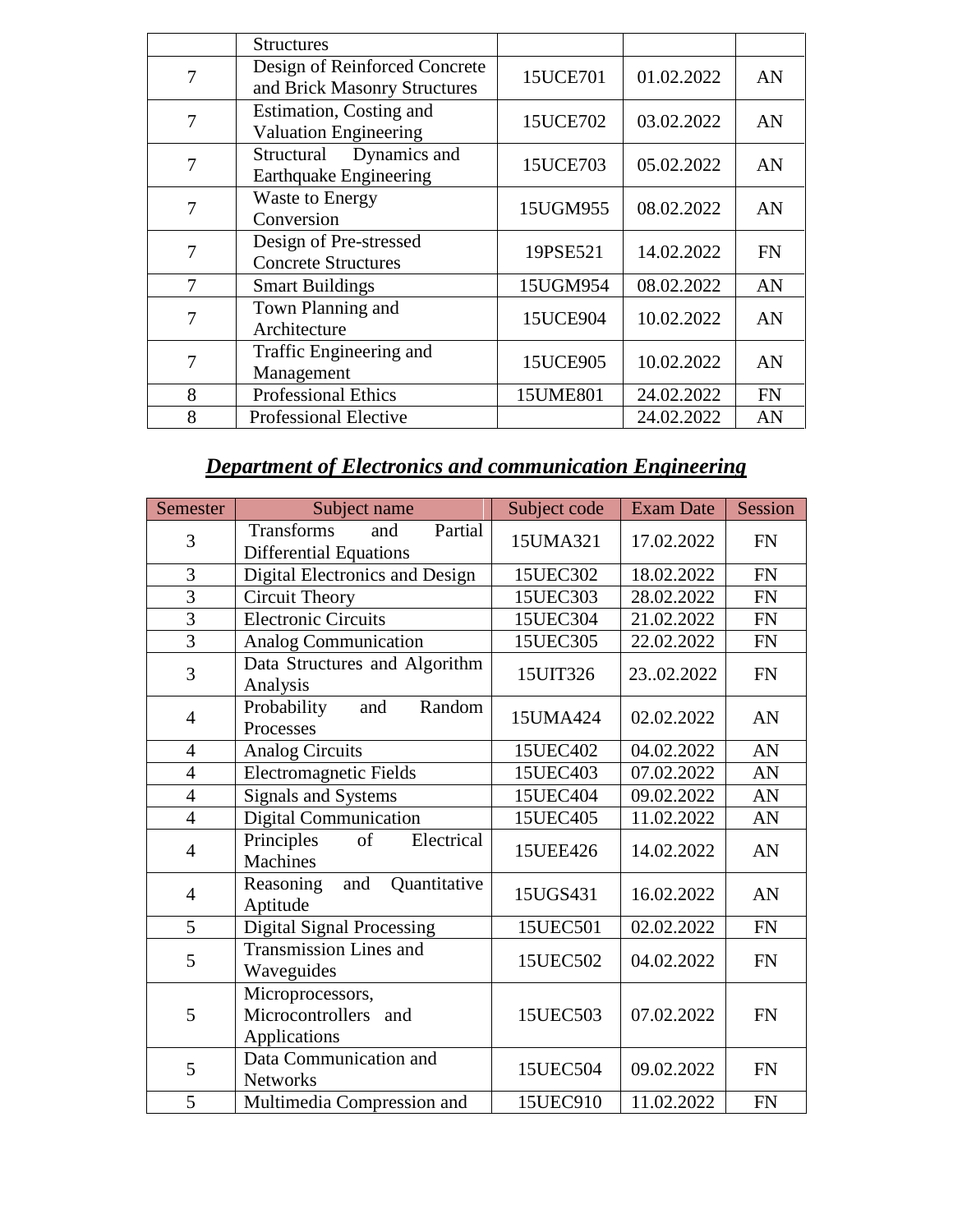|  | Structures |  |  |  |
|---|---|---|---|---|
| 7 | Design of Reinforced Concrete and Brick Masonry Structures | 15UCE701 | 01.02.2022 | AN |
| 7 | Estimation, Costing and Valuation Engineering | 15UCE702 | 03.02.2022 | AN |
| 7 | Structural Dynamics and Earthquake Engineering | 15UCE703 | 05.02.2022 | AN |
| 7 | Waste to Energy Conversion | 15UGM955 | 08.02.2022 | AN |
| 7 | Design of Pre-stressed Concrete Structures | 19PSE521 | 14.02.2022 | FN |
| 7 | Smart Buildings | 15UGM954 | 08.02.2022 | AN |
| 7 | Town Planning and Architecture | 15UCE904 | 10.02.2022 | AN |
| 7 | Traffic Engineering and Management | 15UCE905 | 10.02.2022 | AN |
| 8 | Professional Ethics | 15UME801 | 24.02.2022 | FN |
| 8 | Professional Elective |  | 24.02.2022 | AN |

## ***Department of Electronics and communication Engineering***

| Semester | Subject name | Subject code | Exam Date | Session |
|---|---|---|---|---|
| 3 | Transforms and Partial Differential Equations | 15UMA321 | 17.02.2022 | FN |
| 3 | Digital Electronics and Design | 15UEC302 | 18.02.2022 | FN |
| 3 | Circuit Theory | 15UEC303 | 28.02.2022 | FN |
| 3 | Electronic Circuits | 15UEC304 | 21.02.2022 | FN |
| 3 | Analog Communication | 15UEC305 | 22.02.2022 | FN |
| 3 | Data Structures and Algorithm Analysis | 15UIT326 | 23..02.2022 | FN |
| 4 | Probability and Random Processes | 15UMA424 | 02.02.2022 | AN |
| 4 | Analog Circuits | 15UEC402 | 04.02.2022 | AN |
| 4 | Electromagnetic Fields | 15UEC403 | 07.02.2022 | AN |
| 4 | Signals and Systems | 15UEC404 | 09.02.2022 | AN |
| 4 | Digital Communication | 15UEC405 | 11.02.2022 | AN |
| 4 | Principles of Electrical Machines | 15UEE426 | 14.02.2022 | AN |
| 4 | Reasoning and Quantitative Aptitude | 15UGS431 | 16.02.2022 | AN |
| 5 | Digital Signal Processing | 15UEC501 | 02.02.2022 | FN |
| 5 | Transmission Lines and Waveguides | 15UEC502 | 04.02.2022 | FN |
| 5 | Microprocessors, Microcontrollers and Applications | 15UEC503 | 07.02.2022 | FN |
| 5 | Data Communication and Networks | 15UEC504 | 09.02.2022 | FN |
| 5 | Multimedia Compression and | 15UEC910 | 11.02.2022 | FN |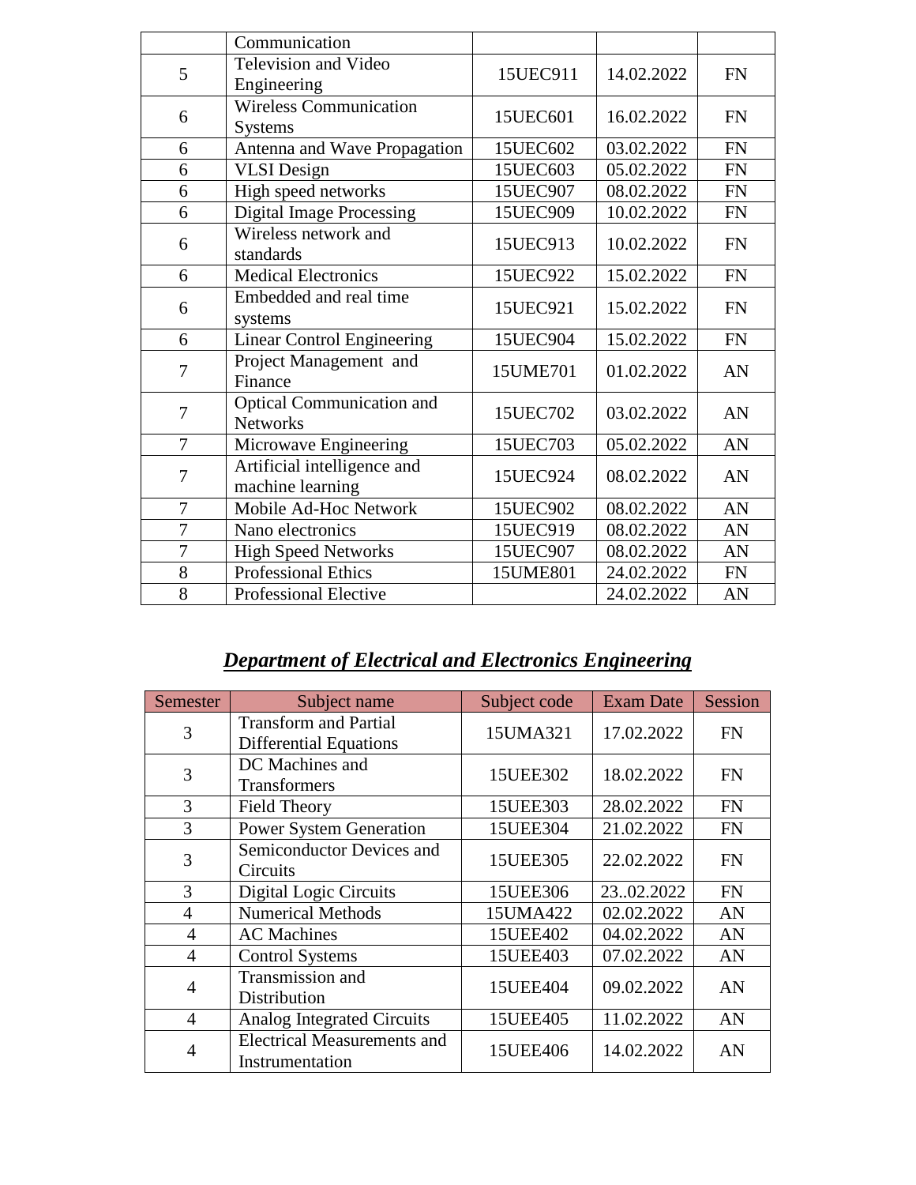| | | | | |
|---|---|---|---|---|
| | Communication | | | |
| 5 | Television and Video Engineering | 15UEC911 | 14.02.2022 | FN |
| 6 | Wireless Communication Systems | 15UEC601 | 16.02.2022 | FN |
| 6 | Antenna and Wave Propagation | 15UEC602 | 03.02.2022 | FN |
| 6 | VLSI Design | 15UEC603 | 05.02.2022 | FN |
| 6 | High speed networks | 15UEC907 | 08.02.2022 | FN |
| 6 | Digital Image Processing | 15UEC909 | 10.02.2022 | FN |
| 6 | Wireless network and standards | 15UEC913 | 10.02.2022 | FN |
| 6 | Medical Electronics | 15UEC922 | 15.02.2022 | FN |
| 6 | Embedded and real time systems | 15UEC921 | 15.02.2022 | FN |
| 6 | Linear Control Engineering | 15UEC904 | 15.02.2022 | FN |
| 7 | Project Management and Finance | 15UME701 | 01.02.2022 | AN |
| 7 | Optical Communication and Networks | 15UEC702 | 03.02.2022 | AN |
| 7 | Microwave Engineering | 15UEC703 | 05.02.2022 | AN |
| 7 | Artificial intelligence and machine learning | 15UEC924 | 08.02.2022 | AN |
| 7 | Mobile Ad-Hoc Network | 15UEC902 | 08.02.2022 | AN |
| 7 | Nano electronics | 15UEC919 | 08.02.2022 | AN |
| 7 | High Speed Networks | 15UEC907 | 08.02.2022 | AN |
| 8 | Professional Ethics | 15UME801 | 24.02.2022 | FN |
| 8 | Professional Elective | | 24.02.2022 | AN |

## ***Department of Electrical and Electronics Engineering***

| Semester | Subject name | Subject code | Exam Date | Session |
|---|---|---|---|---|
| 3 | Transform and Partial Differential Equations | 15UMA321 | 17.02.2022 | FN |
| 3 | DC Machines and Transformers | 15UEE302 | 18.02.2022 | FN |
| 3 | Field Theory | 15UEE303 | 28.02.2022 | FN |
| 3 | Power System Generation | 15UEE304 | 21.02.2022 | FN |
| 3 | Semiconductor Devices and Circuits | 15UEE305 | 22.02.2022 | FN |
| 3 | Digital Logic Circuits | 15UEE306 | 23..02.2022 | FN |
| 4 | Numerical Methods | 15UMA422 | 02.02.2022 | AN |
| 4 | AC Machines | 15UEE402 | 04.02.2022 | AN |
| 4 | Control Systems | 15UEE403 | 07.02.2022 | AN |
| 4 | Transmission and Distribution | 15UEE404 | 09.02.2022 | AN |
| 4 | Analog Integrated Circuits | 15UEE405 | 11.02.2022 | AN |
| 4 | Electrical Measurements and Instrumentation | 15UEE406 | 14.02.2022 | AN |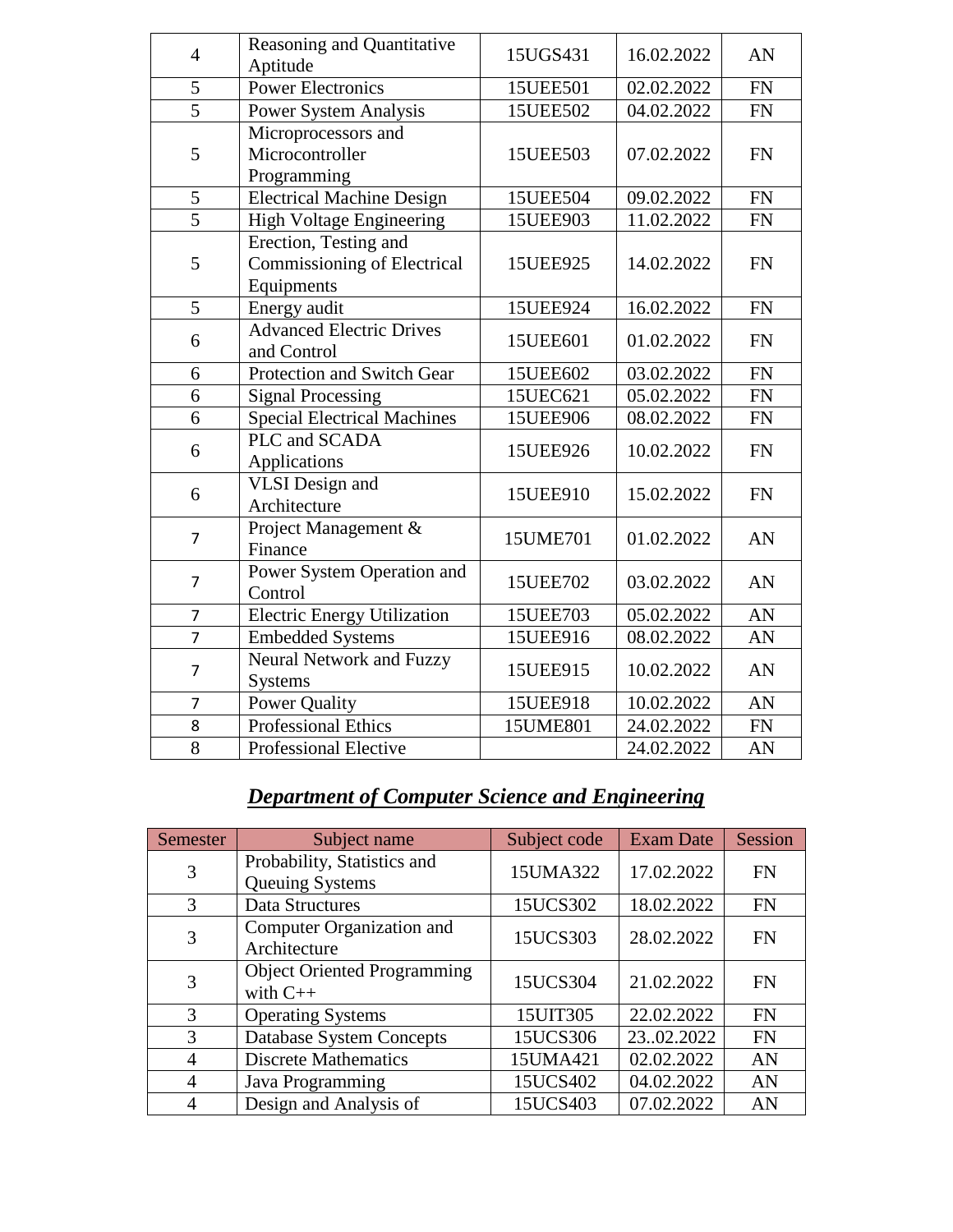| | | | | |
|---|---|---|---|---|
| 4 | Reasoning and Quantitative Aptitude | 15UGS431 | 16.02.2022 | AN |
| 5 | Power Electronics | 15UEE501 | 02.02.2022 | FN |
| 5 | Power System Analysis | 15UEE502 | 04.02.2022 | FN |
| 5 | Microprocessors and Microcontroller Programming | 15UEE503 | 07.02.2022 | FN |
| 5 | Electrical Machine Design | 15UEE504 | 09.02.2022 | FN |
| 5 | High Voltage Engineering | 15UEE903 | 11.02.2022 | FN |
| 5 | Erection, Testing and Commissioning of Electrical Equipments | 15UEE925 | 14.02.2022 | FN |
| 5 | Energy audit | 15UEE924 | 16.02.2022 | FN |
| 6 | Advanced Electric Drives and Control | 15UEE601 | 01.02.2022 | FN |
| 6 | Protection and Switch Gear | 15UEE602 | 03.02.2022 | FN |
| 6 | Signal Processing | 15UEC621 | 05.02.2022 | FN |
| 6 | Special Electrical Machines | 15UEE906 | 08.02.2022 | FN |
| 6 | PLC and SCADA Applications | 15UEE926 | 10.02.2022 | FN |
| 6 | VLSI Design and Architecture | 15UEE910 | 15.02.2022 | FN |
| 7 | Project Management & Finance | 15UME701 | 01.02.2022 | AN |
| 7 | Power System Operation and Control | 15UEE702 | 03.02.2022 | AN |
| 7 | Electric Energy Utilization | 15UEE703 | 05.02.2022 | AN |
| 7 | Embedded Systems | 15UEE916 | 08.02.2022 | AN |
| 7 | Neural Network and Fuzzy Systems | 15UEE915 | 10.02.2022 | AN |
| 7 | Power Quality | 15UEE918 | 10.02.2022 | AN |
| 8 | Professional Ethics | 15UME801 | 24.02.2022 | FN |
| 8 | Professional Elective | | 24.02.2022 | AN |

## ***Department of Computer Science and Engineering***

| Semester | Subject name | Subject code | Exam Date | Session |
|---|---|---|---|---|
| 3 | Probability, Statistics and Queuing Systems | 15UMA322 | 17.02.2022 | FN |
| 3 | Data Structures | 15UCS302 | 18.02.2022 | FN |
| 3 | Computer Organization and Architecture | 15UCS303 | 28.02.2022 | FN |
| 3 | Object Oriented Programming with C++ | 15UCS304 | 21.02.2022 | FN |
| 3 | Operating Systems | 15UIT305 | 22.02.2022 | FN |
| 3 | Database System Concepts | 15UCS306 | 23..02.2022 | FN |
| 4 | Discrete Mathematics | 15UMA421 | 02.02.2022 | AN |
| 4 | Java Programming | 15UCS402 | 04.02.2022 | AN |
| 4 | Design and Analysis of | 15UCS403 | 07.02.2022 | AN |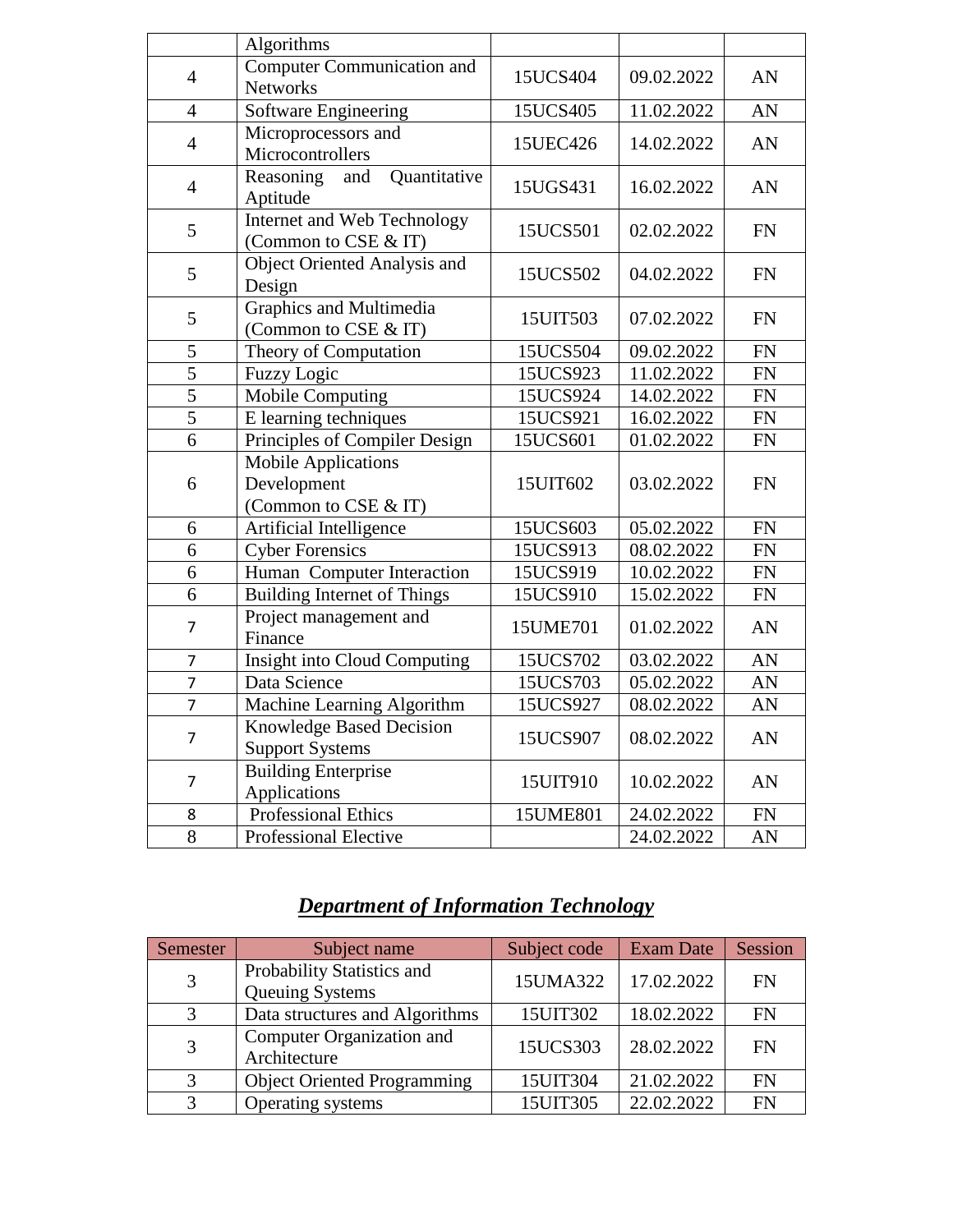| | | | | |
|---|---|---|---|---|
| | Algorithms | | | |
| 4 | Computer Communication and Networks | 15UCS404 | 09.02.2022 | AN |
| 4 | Software Engineering | 15UCS405 | 11.02.2022 | AN |
| 4 | Microprocessors and Microcontrollers | 15UEC426 | 14.02.2022 | AN |
| 4 | Reasoning and Quantitative Aptitude | 15UGS431 | 16.02.2022 | AN |
| 5 | Internet and Web Technology (Common to CSE & IT) | 15UCS501 | 02.02.2022 | FN |
| 5 | Object Oriented Analysis and Design | 15UCS502 | 04.02.2022 | FN |
| 5 | Graphics and Multimedia (Common to CSE & IT) | 15UIT503 | 07.02.2022 | FN |
| 5 | Theory of Computation | 15UCS504 | 09.02.2022 | FN |
| 5 | Fuzzy Logic | 15UCS923 | 11.02.2022 | FN |
| 5 | Mobile Computing | 15UCS924 | 14.02.2022 | FN |
| 5 | E learning techniques | 15UCS921 | 16.02.2022 | FN |
| 6 | Principles of Compiler Design | 15UCS601 | 01.02.2022 | FN |
| 6 | Mobile Applications Development (Common to CSE & IT) | 15UIT602 | 03.02.2022 | FN |
| 6 | Artificial Intelligence | 15UCS603 | 05.02.2022 | FN |
| 6 | Cyber Forensics | 15UCS913 | 08.02.2022 | FN |
| 6 | Human Computer Interaction | 15UCS919 | 10.02.2022 | FN |
| 6 | Building Internet of Things | 15UCS910 | 15.02.2022 | FN |
| 7 | Project management and Finance | 15UME701 | 01.02.2022 | AN |
| 7 | Insight into Cloud Computing | 15UCS702 | 03.02.2022 | AN |
| 7 | Data Science | 15UCS703 | 05.02.2022 | AN |
| 7 | Machine Learning Algorithm | 15UCS927 | 08.02.2022 | AN |
| 7 | Knowledge Based Decision Support Systems | 15UCS907 | 08.02.2022 | AN |
| 7 | Building Enterprise Applications | 15UIT910 | 10.02.2022 | AN |
| 8 | Professional Ethics | 15UME801 | 24.02.2022 | FN |
| 8 | Professional Elective | | 24.02.2022 | AN |

## ***Department of Information Technology***

| Semester | Subject name | Subject code | Exam Date | Session |
|---|---|---|---|---|
| 3 | Probability Statistics and Queuing Systems | 15UMA322 | 17.02.2022 | FN |
| 3 | Data structures and Algorithms | 15UIT302 | 18.02.2022 | FN |
| 3 | Computer Organization and Architecture | 15UCS303 | 28.02.2022 | FN |
| 3 | Object Oriented Programming | 15UIT304 | 21.02.2022 | FN |
| 3 | Operating systems | 15UIT305 | 22.02.2022 | FN |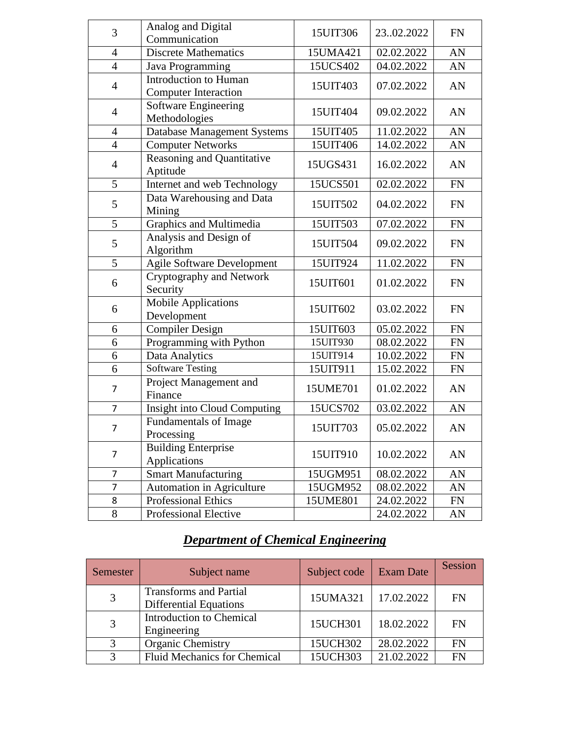| | | | | |
|---|---|---|---|---|
| 3 | Analog and Digital Communication | 15UIT306 | 23..02.2022 | FN |
| 4 | Discrete Mathematics | 15UMA421 | 02.02.2022 | AN |
| 4 | Java Programming | 15UCS402 | 04.02.2022 | AN |
| 4 | Introduction to Human Computer Interaction | 15UIT403 | 07.02.2022 | AN |
| 4 | Software Engineering Methodologies | 15UIT404 | 09.02.2022 | AN |
| 4 | Database Management Systems | 15UIT405 | 11.02.2022 | AN |
| 4 | Computer Networks | 15UIT406 | 14.02.2022 | AN |
| 4 | Reasoning and Quantitative Aptitude | 15UGS431 | 16.02.2022 | AN |
| 5 | Internet and web Technology | 15UCS501 | 02.02.2022 | FN |
| 5 | Data Warehousing and Data Mining | 15UIT502 | 04.02.2022 | FN |
| 5 | Graphics and Multimedia | 15UIT503 | 07.02.2022 | FN |
| 5 | Analysis and Design of Algorithm | 15UIT504 | 09.02.2022 | FN |
| 5 | Agile Software Development | 15UIT924 | 11.02.2022 | FN |
| 6 | Cryptography and Network Security | 15UIT601 | 01.02.2022 | FN |
| 6 | Mobile Applications Development | 15UIT602 | 03.02.2022 | FN |
| 6 | Compiler Design | 15UIT603 | 05.02.2022 | FN |
| 6 | Programming with Python | 15UIT930 | 08.02.2022 | FN |
| 6 | Data Analytics | 15UIT914 | 10.02.2022 | FN |
| 6 | Software Testing | 15UIT911 | 15.02.2022 | FN |
| 7 | Project Management and Finance | 15UME701 | 01.02.2022 | AN |
| 7 | Insight into Cloud Computing | 15UCS702 | 03.02.2022 | AN |
| 7 | Fundamentals of Image Processing | 15UIT703 | 05.02.2022 | AN |
| 7 | Building Enterprise Applications | 15UIT910 | 10.02.2022 | AN |
| 7 | Smart Manufacturing | 15UGM951 | 08.02.2022 | AN |
| 7 | Automation in Agriculture | 15UGM952 | 08.02.2022 | AN |
| 8 | Professional Ethics | 15UME801 | 24.02.2022 | FN |
| 8 | Professional Elective | | 24.02.2022 | AN |

## ***Department of Chemical Engineering***

| Semester | Subject name | Subject code | Exam Date | Session |
|---|---|---|---|---|
| 3 | Transforms and Partial Differential Equations | 15UMA321 | 17.02.2022 | FN |
| 3 | Introduction to Chemical Engineering | 15UCH301 | 18.02.2022 | FN |
| 3 | Organic Chemistry | 15UCH302 | 28.02.2022 | FN |
| 3 | Fluid Mechanics for Chemical | 15UCH303 | 21.02.2022 | FN |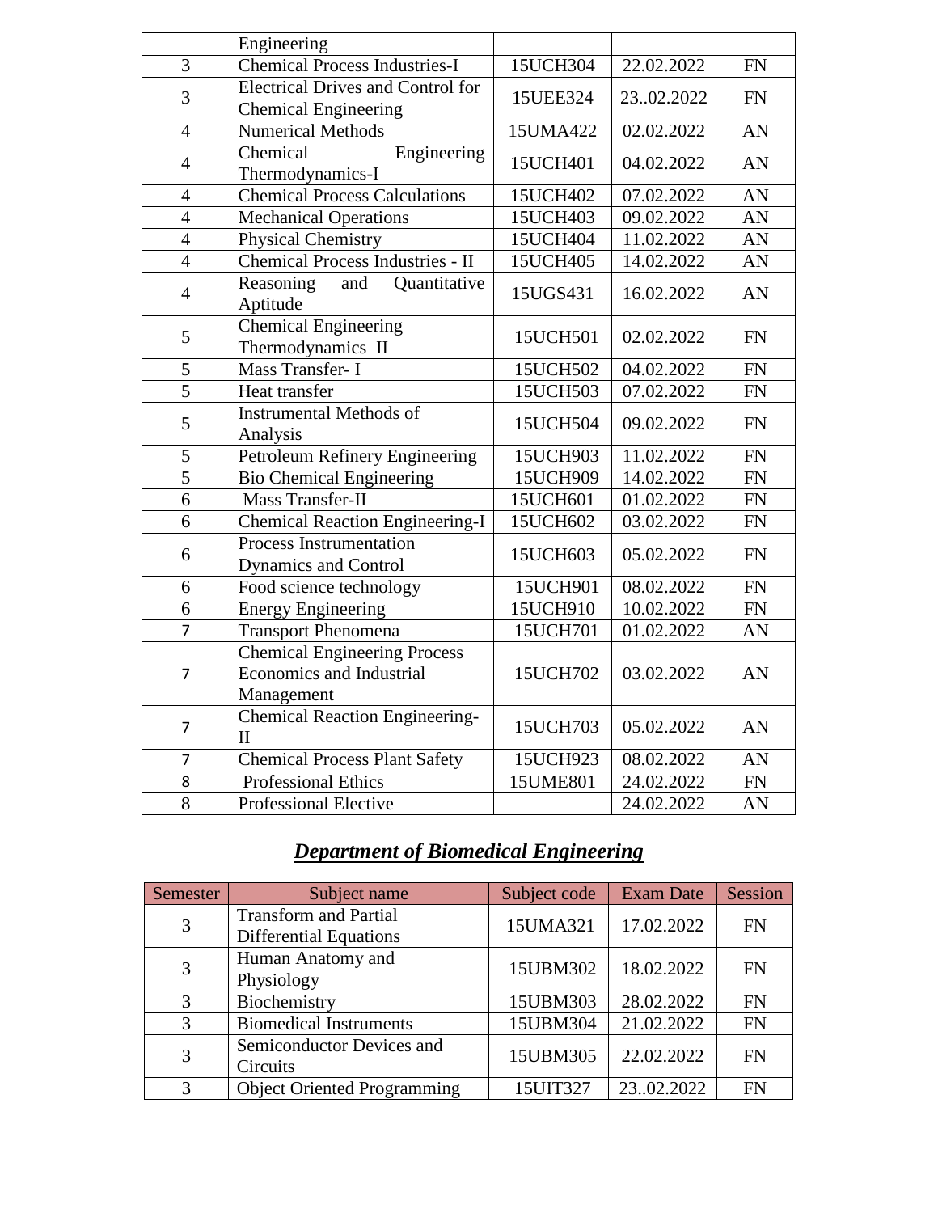| | | | | |
|---|---|---|---|---|
| | Engineering | | | |
| 3 | Chemical Process Industries-I | 15UCH304 | 22.02.2022 | FN |
| 3 | Electrical Drives and Control for Chemical Engineering | 15UEE324 | 23..02.2022 | FN |
| 4 | Numerical Methods | 15UMA422 | 02.02.2022 | AN |
| 4 | Chemical Engineering Thermodynamics-I | 15UCH401 | 04.02.2022 | AN |
| 4 | Chemical Process Calculations | 15UCH402 | 07.02.2022 | AN |
| 4 | Mechanical Operations | 15UCH403 | 09.02.2022 | AN |
| 4 | Physical Chemistry | 15UCH404 | 11.02.2022 | AN |
| 4 | Chemical Process Industries - II | 15UCH405 | 14.02.2022 | AN |
| 4 | Reasoning and Quantitative Aptitude | 15UGS431 | 16.02.2022 | AN |
| 5 | Chemical Engineering Thermodynamics–II | 15UCH501 | 02.02.2022 | FN |
| 5 | Mass Transfer- I | 15UCH502 | 04.02.2022 | FN |
| 5 | Heat transfer | 15UCH503 | 07.02.2022 | FN |
| 5 | Instrumental Methods of Analysis | 15UCH504 | 09.02.2022 | FN |
| 5 | Petroleum Refinery Engineering | 15UCH903 | 11.02.2022 | FN |
| 5 | Bio Chemical Engineering | 15UCH909 | 14.02.2022 | FN |
| 6 | Mass Transfer-II | 15UCH601 | 01.02.2022 | FN |
| 6 | Chemical Reaction Engineering-I | 15UCH602 | 03.02.2022 | FN |
| 6 | Process Instrumentation Dynamics and Control | 15UCH603 | 05.02.2022 | FN |
| 6 | Food science technology | 15UCH901 | 08.02.2022 | FN |
| 6 | Energy Engineering | 15UCH910 | 10.02.2022 | FN |
| 7 | Transport Phenomena | 15UCH701 | 01.02.2022 | AN |
| 7 | Chemical Engineering Process Economics and Industrial Management | 15UCH702 | 03.02.2022 | AN |
| 7 | Chemical Reaction Engineering-II | 15UCH703 | 05.02.2022 | AN |
| 7 | Chemical Process Plant Safety | 15UCH923 | 08.02.2022 | AN |
| 8 | Professional Ethics | 15UME801 | 24.02.2022 | FN |
| 8 | Professional Elective | | 24.02.2022 | AN |

## ***Department of Biomedical Engineering***

| Semester | Subject name | Subject code | Exam Date | Session |
|---|---|---|---|---|
| 3 | Transform and Partial Differential Equations | 15UMA321 | 17.02.2022 | FN |
| 3 | Human Anatomy and Physiology | 15UBM302 | 18.02.2022 | FN |
| 3 | Biochemistry | 15UBM303 | 28.02.2022 | FN |
| 3 | Biomedical Instruments | 15UBM304 | 21.02.2022 | FN |
| 3 | Semiconductor Devices and Circuits | 15UBM305 | 22.02.2022 | FN |
| 3 | Object Oriented Programming | 15UIT327 | 23..02.2022 | FN |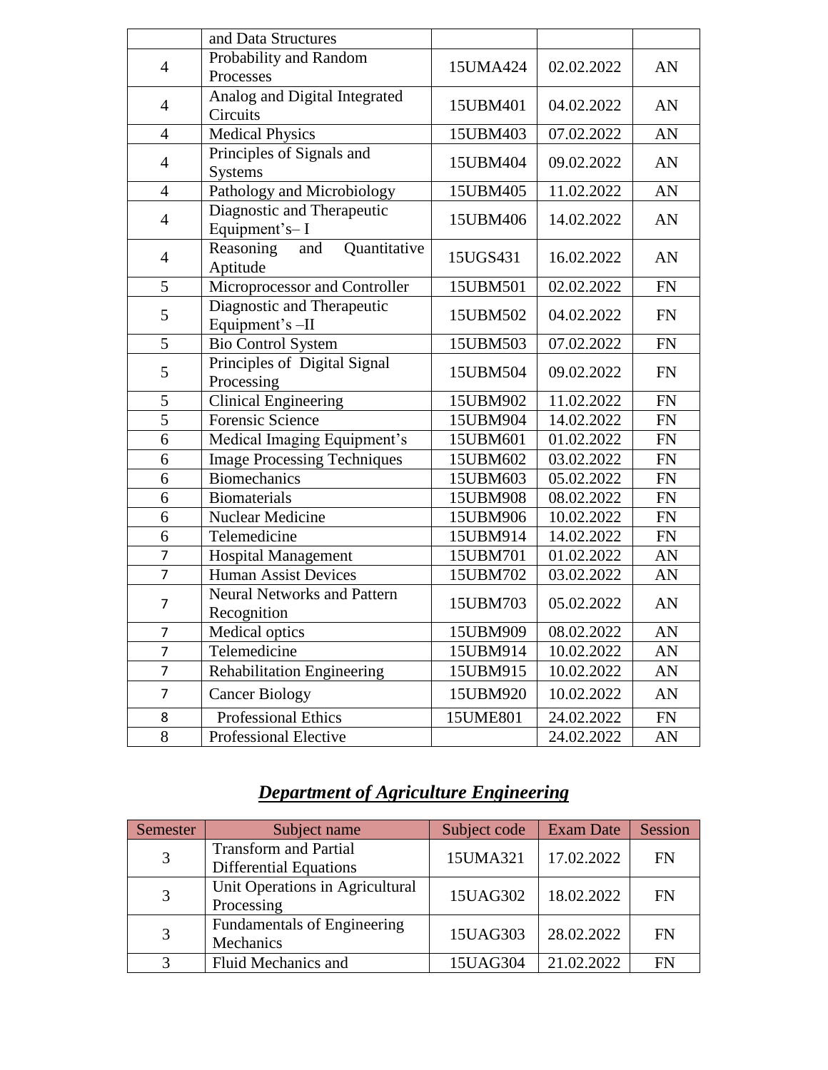| | | | | |
|---|---|---|---|---|
| | and Data Structures | | | |
| 4 | Probability and Random Processes | 15UMA424 | 02.02.2022 | AN |
| 4 | Analog and Digital Integrated Circuits | 15UBM401 | 04.02.2022 | AN |
| 4 | Medical Physics | 15UBM403 | 07.02.2022 | AN |
| 4 | Principles of Signals and Systems | 15UBM404 | 09.02.2022 | AN |
| 4 | Pathology and Microbiology | 15UBM405 | 11.02.2022 | AN |
| 4 | Diagnostic and Therapeutic Equipment's– I | 15UBM406 | 14.02.2022 | AN |
| 4 | Reasoning and Quantitative Aptitude | 15UGS431 | 16.02.2022 | AN |
| 5 | Microprocessor and Controller | 15UBM501 | 02.02.2022 | FN |
| 5 | Diagnostic and Therapeutic Equipment's –II | 15UBM502 | 04.02.2022 | FN |
| 5 | Bio Control System | 15UBM503 | 07.02.2022 | FN |
| 5 | Principles of Digital Signal Processing | 15UBM504 | 09.02.2022 | FN |
| 5 | Clinical Engineering | 15UBM902 | 11.02.2022 | FN |
| 5 | Forensic Science | 15UBM904 | 14.02.2022 | FN |
| 6 | Medical Imaging Equipment's | 15UBM601 | 01.02.2022 | FN |
| 6 | Image Processing Techniques | 15UBM602 | 03.02.2022 | FN |
| 6 | Biomechanics | 15UBM603 | 05.02.2022 | FN |
| 6 | Biomaterials | 15UBM908 | 08.02.2022 | FN |
| 6 | Nuclear Medicine | 15UBM906 | 10.02.2022 | FN |
| 6 | Telemedicine | 15UBM914 | 14.02.2022 | FN |
| 7 | Hospital Management | 15UBM701 | 01.02.2022 | AN |
| 7 | Human Assist Devices | 15UBM702 | 03.02.2022 | AN |
| 7 | Neural Networks and Pattern Recognition | 15UBM703 | 05.02.2022 | AN |
| 7 | Medical optics | 15UBM909 | 08.02.2022 | AN |
| 7 | Telemedicine | 15UBM914 | 10.02.2022 | AN |
| 7 | Rehabilitation Engineering | 15UBM915 | 10.02.2022 | AN |
| 7 | Cancer Biology | 15UBM920 | 10.02.2022 | AN |
| 8 | Professional Ethics | 15UME801 | 24.02.2022 | FN |
| 8 | Professional Elective | | 24.02.2022 | AN |

## ***Department of Agriculture Engineering***

| Semester | Subject name | Subject code | Exam Date | Session |
|---|---|---|---|---|
| 3 | Transform and Partial Differential Equations | 15UMA321 | 17.02.2022 | FN |
| 3 | Unit Operations in Agricultural Processing | 15UAG302 | 18.02.2022 | FN |
| 3 | Fundamentals of Engineering Mechanics | 15UAG303 | 28.02.2022 | FN |
| 3 | Fluid Mechanics and | 15UAG304 | 21.02.2022 | FN |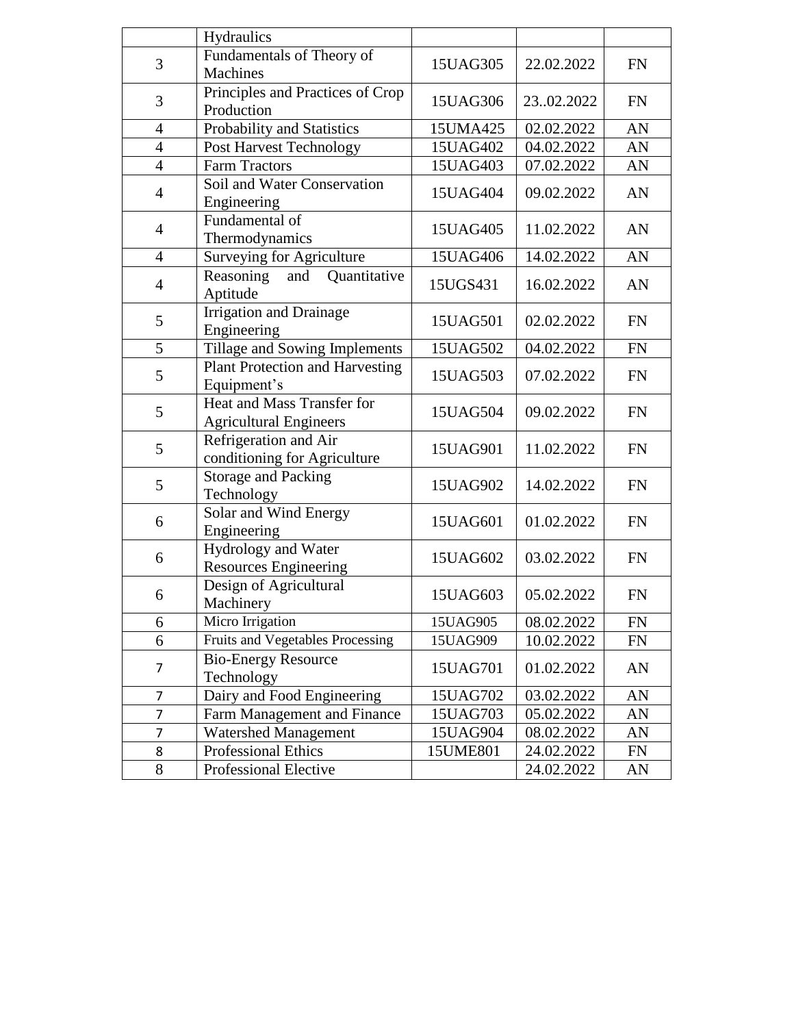| | | | | |
|---|---|---|---|---|
| | Hydraulics | | | |
| 3 | Fundamentals of Theory of Machines | 15UAG305 | 22.02.2022 | FN |
| 3 | Principles and Practices of Crop Production | 15UAG306 | 23..02.2022 | FN |
| 4 | Probability and Statistics | 15UMA425 | 02.02.2022 | AN |
| 4 | Post Harvest Technology | 15UAG402 | 04.02.2022 | AN |
| 4 | Farm Tractors | 15UAG403 | 07.02.2022 | AN |
| 4 | Soil and Water Conservation Engineering | 15UAG404 | 09.02.2022 | AN |
| 4 | Fundamental of Thermodynamics | 15UAG405 | 11.02.2022 | AN |
| 4 | Surveying for Agriculture | 15UAG406 | 14.02.2022 | AN |
| 4 | Reasoning and Quantitative Aptitude | 15UGS431 | 16.02.2022 | AN |
| 5 | Irrigation and Drainage Engineering | 15UAG501 | 02.02.2022 | FN |
| 5 | Tillage and Sowing Implements | 15UAG502 | 04.02.2022 | FN |
| 5 | Plant Protection and Harvesting Equipment's | 15UAG503 | 07.02.2022 | FN |
| 5 | Heat and Mass Transfer for Agricultural Engineers | 15UAG504 | 09.02.2022 | FN |
| 5 | Refrigeration and Air conditioning for Agriculture | 15UAG901 | 11.02.2022 | FN |
| 5 | Storage and Packing Technology | 15UAG902 | 14.02.2022 | FN |
| 6 | Solar and Wind Energy Engineering | 15UAG601 | 01.02.2022 | FN |
| 6 | Hydrology and Water Resources Engineering | 15UAG602 | 03.02.2022 | FN |
| 6 | Design of Agricultural Machinery | 15UAG603 | 05.02.2022 | FN |
| 6 | Micro Irrigation | 15UAG905 | 08.02.2022 | FN |
| 6 | Fruits and Vegetables Processing | 15UAG909 | 10.02.2022 | FN |
| 7 | Bio-Energy Resource Technology | 15UAG701 | 01.02.2022 | AN |
| 7 | Dairy and Food Engineering | 15UAG702 | 03.02.2022 | AN |
| 7 | Farm Management and Finance | 15UAG703 | 05.02.2022 | AN |
| 7 | Watershed Management | 15UAG904 | 08.02.2022 | AN |
| 8 | Professional Ethics | 15UME801 | 24.02.2022 | FN |
| 8 | Professional Elective | | 24.02.2022 | AN |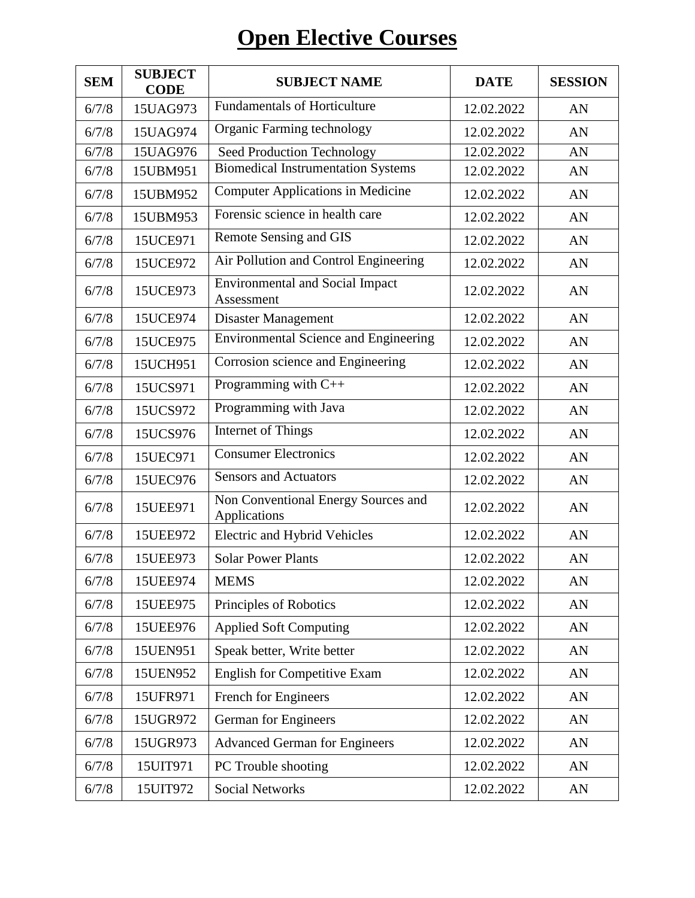# Open Elective Courses

| SEM | SUBJECT CODE | SUBJECT NAME | DATE | SESSION |
|---|---|---|---|---|
| 6/7/8 | 15UAG973 | Fundamentals of Horticulture | 12.02.2022 | AN |
| 6/7/8 | 15UAG974 | Organic Farming technology | 12.02.2022 | AN |
| 6/7/8 | 15UAG976 | Seed Production Technology | 12.02.2022 | AN |
| 6/7/8 | 15UBM951 | Biomedical Instrumentation Systems | 12.02.2022 | AN |
| 6/7/8 | 15UBM952 | Computer Applications in Medicine | 12.02.2022 | AN |
| 6/7/8 | 15UBM953 | Forensic science in health care | 12.02.2022 | AN |
| 6/7/8 | 15UCE971 | Remote Sensing and GIS | 12.02.2022 | AN |
| 6/7/8 | 15UCE972 | Air Pollution and Control Engineering | 12.02.2022 | AN |
| 6/7/8 | 15UCE973 | Environmental and Social Impact Assessment | 12.02.2022 | AN |
| 6/7/8 | 15UCE974 | Disaster Management | 12.02.2022 | AN |
| 6/7/8 | 15UCE975 | Environmental Science and Engineering | 12.02.2022 | AN |
| 6/7/8 | 15UCH951 | Corrosion science and Engineering | 12.02.2022 | AN |
| 6/7/8 | 15UCS971 | Programming with C++ | 12.02.2022 | AN |
| 6/7/8 | 15UCS972 | Programming with Java | 12.02.2022 | AN |
| 6/7/8 | 15UCS976 | Internet of Things | 12.02.2022 | AN |
| 6/7/8 | 15UEC971 | Consumer Electronics | 12.02.2022 | AN |
| 6/7/8 | 15UEC976 | Sensors and Actuators | 12.02.2022 | AN |
| 6/7/8 | 15UEE971 | Non Conventional Energy Sources and Applications | 12.02.2022 | AN |
| 6/7/8 | 15UEE972 | Electric and Hybrid Vehicles | 12.02.2022 | AN |
| 6/7/8 | 15UEE973 | Solar Power Plants | 12.02.2022 | AN |
| 6/7/8 | 15UEE974 | MEMS | 12.02.2022 | AN |
| 6/7/8 | 15UEE975 | Principles of Robotics | 12.02.2022 | AN |
| 6/7/8 | 15UEE976 | Applied Soft Computing | 12.02.2022 | AN |
| 6/7/8 | 15UEN951 | Speak better, Write better | 12.02.2022 | AN |
| 6/7/8 | 15UEN952 | English for Competitive Exam | 12.02.2022 | AN |
| 6/7/8 | 15UFR971 | French for Engineers | 12.02.2022 | AN |
| 6/7/8 | 15UGR972 | German for Engineers | 12.02.2022 | AN |
| 6/7/8 | 15UGR973 | Advanced German for Engineers | 12.02.2022 | AN |
| 6/7/8 | 15UIT971 | PC Trouble shooting | 12.02.2022 | AN |
| 6/7/8 | 15UIT972 | Social Networks | 12.02.2022 | AN |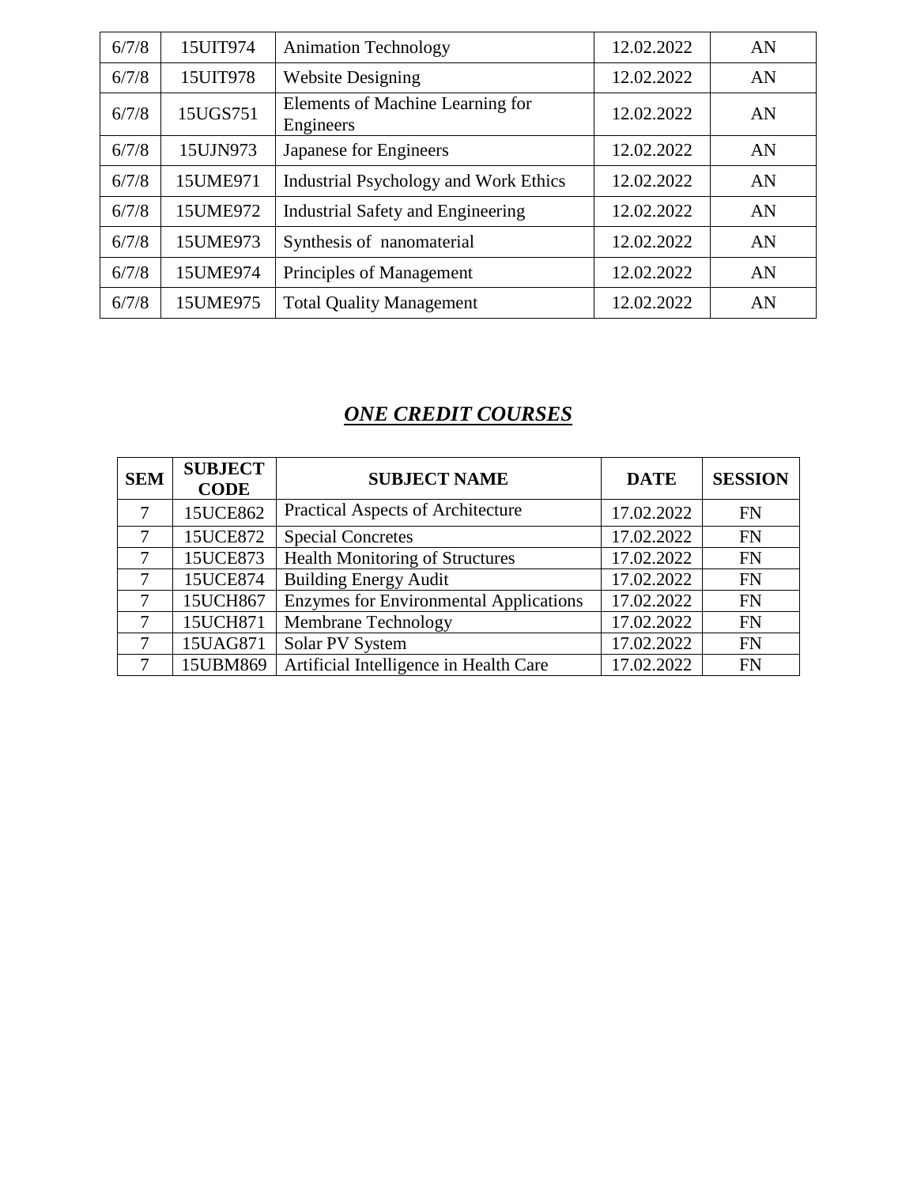| | | | | |
|---|---|---|---|---|
| 6/7/8 | 15UIT974 | Animation Technology | 12.02.2022 | AN |
| 6/7/8 | 15UIT978 | Website Designing | 12.02.2022 | AN |
| 6/7/8 | 15UGS751 | Elements of Machine Learning for Engineers | 12.02.2022 | AN |
| 6/7/8 | 15UJN973 | Japanese for Engineers | 12.02.2022 | AN |
| 6/7/8 | 15UME971 | Industrial Psychology and Work Ethics | 12.02.2022 | AN |
| 6/7/8 | 15UME972 | Industrial Safety and Engineering | 12.02.2022 | AN |
| 6/7/8 | 15UME973 | Synthesis of nanomaterial | 12.02.2022 | AN |
| 6/7/8 | 15UME974 | Principles of Management | 12.02.2022 | AN |
| 6/7/8 | 15UME975 | Total Quality Management | 12.02.2022 | AN |

## ***ONE CREDIT COURSES***

| SEM | SUBJECT CODE | SUBJECT NAME | DATE | SESSION |
|---|---|---|---|---|
| 7 | 15UCE862 | Practical Aspects of Architecture | 17.02.2022 | FN |
| 7 | 15UCE872 | Special Concretes | 17.02.2022 | FN |
| 7 | 15UCE873 | Health Monitoring of Structures | 17.02.2022 | FN |
| 7 | 15UCE874 | Building Energy Audit | 17.02.2022 | FN |
| 7 | 15UCH867 | Enzymes for Environmental Applications | 17.02.2022 | FN |
| 7 | 15UCH871 | Membrane Technology | 17.02.2022 | FN |
| 7 | 15UAG871 | Solar PV System | 17.02.2022 | FN |
| 7 | 15UBM869 | Artificial Intelligence in Health Care | 17.02.2022 | FN |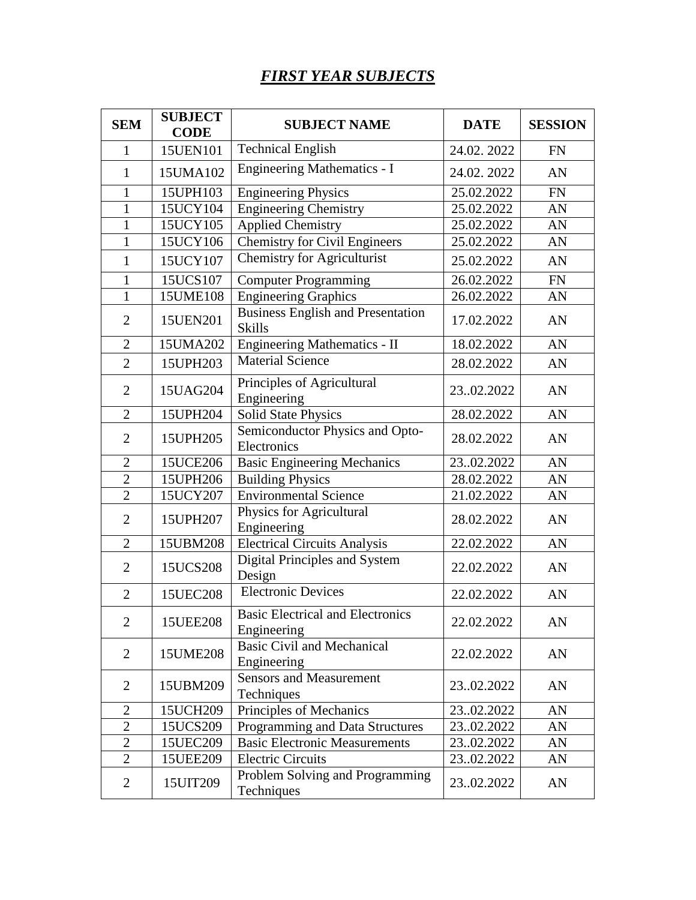# ***FIRST YEAR SUBJECTS***

| SEM | SUBJECT CODE | SUBJECT NAME | DATE | SESSION |
|---|---|---|---|---|
| 1 | 15UEN101 | Technical English | 24.02. 2022 | FN |
| 1 | 15UMA102 | Engineering Mathematics - I | 24.02. 2022 | AN |
| 1 | 15UPH103 | Engineering Physics | 25.02.2022 | FN |
| 1 | 15UCY104 | Engineering Chemistry | 25.02.2022 | AN |
| 1 | 15UCY105 | Applied Chemistry | 25.02.2022 | AN |
| 1 | 15UCY106 | Chemistry for Civil Engineers | 25.02.2022 | AN |
| 1 | 15UCY107 | Chemistry for Agriculturist | 25.02.2022 | AN |
| 1 | 15UCS107 | Computer Programming | 26.02.2022 | FN |
| 1 | 15UME108 | Engineering Graphics | 26.02.2022 | AN |
| 2 | 15UEN201 | Business English and Presentation Skills | 17.02.2022 | AN |
| 2 | 15UMA202 | Engineering Mathematics - II | 18.02.2022 | AN |
| 2 | 15UPH203 | Material Science | 28.02.2022 | AN |
| 2 | 15UAG204 | Principles of Agricultural Engineering | 23..02.2022 | AN |
| 2 | 15UPH204 | Solid State Physics | 28.02.2022 | AN |
| 2 | 15UPH205 | Semiconductor Physics and Opto-Electronics | 28.02.2022 | AN |
| 2 | 15UCE206 | Basic Engineering Mechanics | 23..02.2022 | AN |
| 2 | 15UPH206 | Building Physics | 28.02.2022 | AN |
| 2 | 15UCY207 | Environmental Science | 21.02.2022 | AN |
| 2 | 15UPH207 | Physics for Agricultural Engineering | 28.02.2022 | AN |
| 2 | 15UBM208 | Electrical Circuits Analysis | 22.02.2022 | AN |
| 2 | 15UCS208 | Digital Principles and System Design | 22.02.2022 | AN |
| 2 | 15UEC208 | Electronic Devices | 22.02.2022 | AN |
| 2 | 15UEE208 | Basic Electrical and Electronics Engineering | 22.02.2022 | AN |
| 2 | 15UME208 | Basic Civil and Mechanical Engineering | 22.02.2022 | AN |
| 2 | 15UBM209 | Sensors and Measurement Techniques | 23..02.2022 | AN |
| 2 | 15UCH209 | Principles of Mechanics | 23..02.2022 | AN |
| 2 | 15UCS209 | Programming and Data Structures | 23..02.2022 | AN |
| 2 | 15UEC209 | Basic Electronic Measurements | 23..02.2022 | AN |
| 2 | 15UEE209 | Electric Circuits | 23..02.2022 | AN |
| 2 | 15UIT209 | Problem Solving and Programming Techniques | 23..02.2022 | AN |